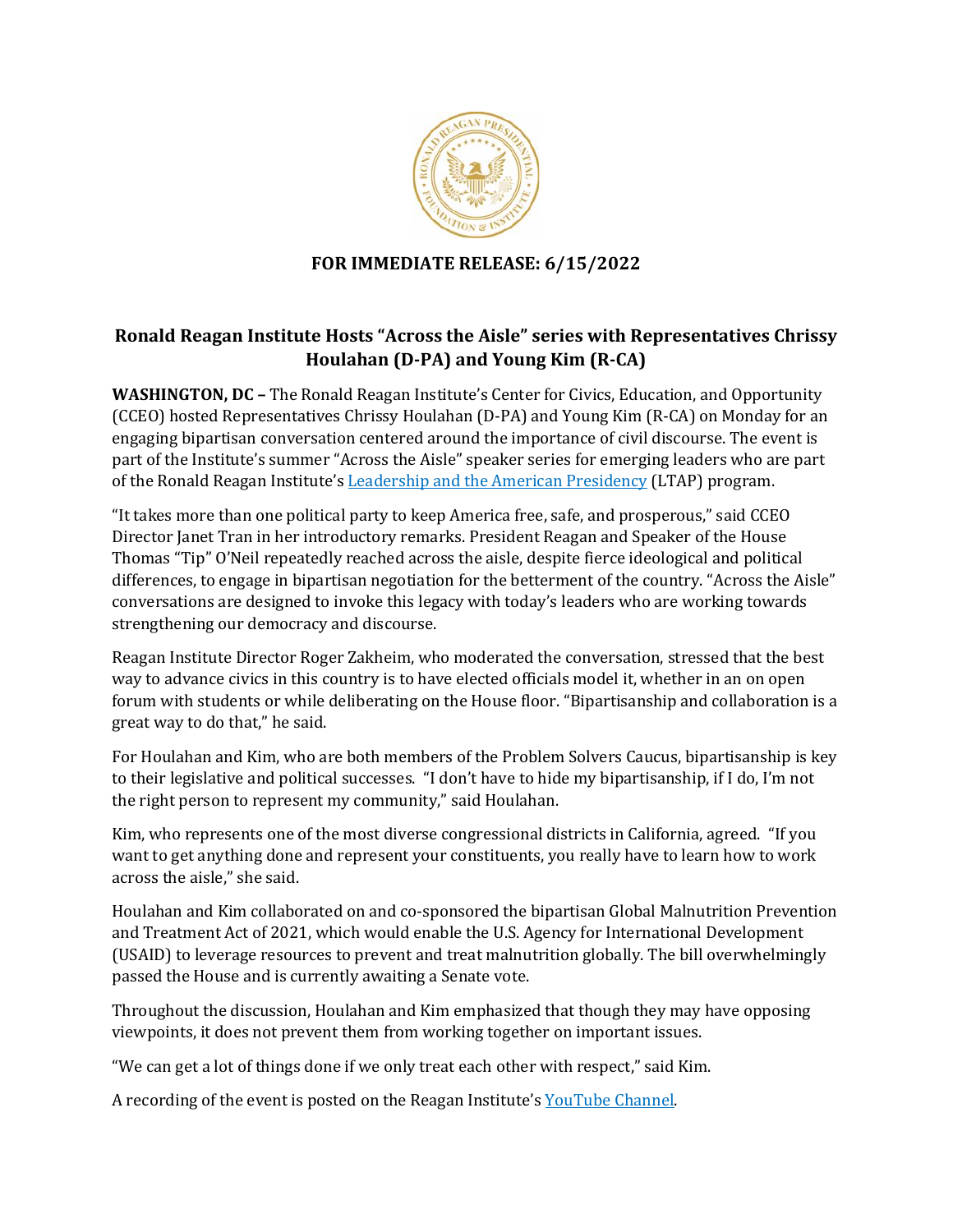**FOR IMMEDIATE RELEASE: 6/15/2022**

## Ronald Reagan Institute Hosts "Across the Aisle" series with Representatives Chrissy Houlahan (D-PA) and Young Kim (R-CA)

**WASHINGTON, DC –** The Ronald Reagan Institute's Center for Civics, Education, and Opportunity (CCEO) hosted Representatives Chrissy Houlahan (D-PA) and Young Kim (R-CA) on Monday for an engaging bipartisan conversation centered around the importance of civil discourse. The event is part of the Institute's summer "Across the Aisle" speaker series for emerging leaders who are part of the Ronald Reagan Institute's Leadership and the American Presidency (LTAP) program.

"It takes more than one political party to keep America free, safe, and prosperous," said CCEO Director Janet Tran in her introductory remarks. President Reagan and Speaker of the House Thomas "Tip" O'Neil repeatedly reached across the aisle, despite fierce ideological and political differences, to engage in bipartisan negotiation for the betterment of the country. "Across the Aisle" conversations are designed to invoke this legacy with today's leaders who are working towards strengthening our democracy and discourse.

Reagan Institute Director Roger Zakheim, who moderated the conversation, stressed that the best way to advance civics in this country is to have elected officials model it, whether in an on open forum with students or while deliberating on the House floor. "Bipartisanship and collaboration is a great way to do that," he said.

For Houlahan and Kim, who are both members of the Problem Solvers Caucus, bipartisanship is key to their legislative and political successes. "I don't have to hide my bipartisanship, if I do, I'm not the right person to represent my community," said Houlahan.

Kim, who represents one of the most diverse congressional districts in California, agreed. "If you want to get anything done and represent your constituents, you really have to learn how to work across the aisle," she said.

Houlahan and Kim collaborated on and co-sponsored the bipartisan Global Malnutrition Prevention and Treatment Act of 2021, which would enable the U.S. Agency for International Development (USAID) to leverage resources to prevent and treat malnutrition globally. The bill overwhelmingly passed the House and is currently awaiting a Senate vote.

Throughout the discussion, Houlahan and Kim emphasized that though they may have opposing viewpoints, it does not prevent them from working together on important issues.

"We can get a lot of things done if we only treat each other with respect," said Kim.

A recording of the event is posted on the Reagan Institute's YouTube Channel.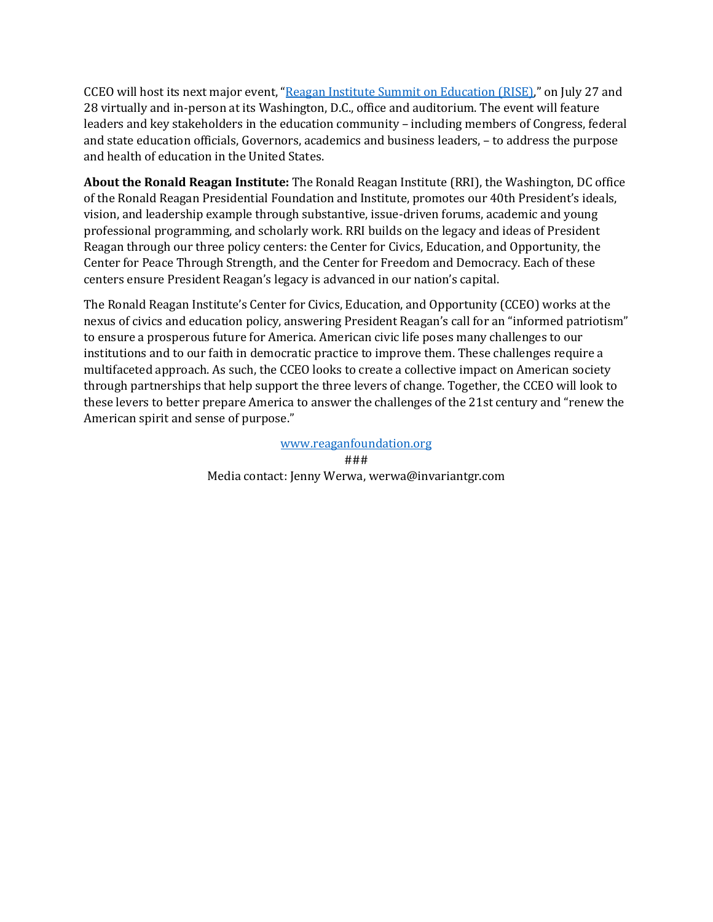CCEO will host its next major event, "[Reagan Institute Summit on Education (RISE)](#)," on July 27 and 28 virtually and in-person at its Washington, D.C., office and auditorium. The event will feature leaders and key stakeholders in the education community – including members of Congress, federal and state education officials, Governors, academics and business leaders, – to address the purpose and health of education in the United States.

**About the Ronald Reagan Institute:** The Ronald Reagan Institute (RRI), the Washington, DC office of the Ronald Reagan Presidential Foundation and Institute, promotes our 40th President's ideals, vision, and leadership example through substantive, issue-driven forums, academic and young professional programming, and scholarly work. RRI builds on the legacy and ideas of President Reagan through our three policy centers: the Center for Civics, Education, and Opportunity, the Center for Peace Through Strength, and the Center for Freedom and Democracy. Each of these centers ensure President Reagan's legacy is advanced in our nation's capital.

The Ronald Reagan Institute's Center for Civics, Education, and Opportunity (CCEO) works at the nexus of civics and education policy, answering President Reagan's call for an "informed patriotism" to ensure a prosperous future for America. American civic life poses many challenges to our institutions and to our faith in democratic practice to improve them. These challenges require a multifaceted approach. As such, the CCEO looks to create a collective impact on American society through partnerships that help support the three levers of change. Together, the CCEO will look to these levers to better prepare America to answer the challenges of the 21st century and "renew the American spirit and sense of purpose."

www.reaganfoundation.org

###

Media contact: Jenny Werwa, werwa@invariantgr.com